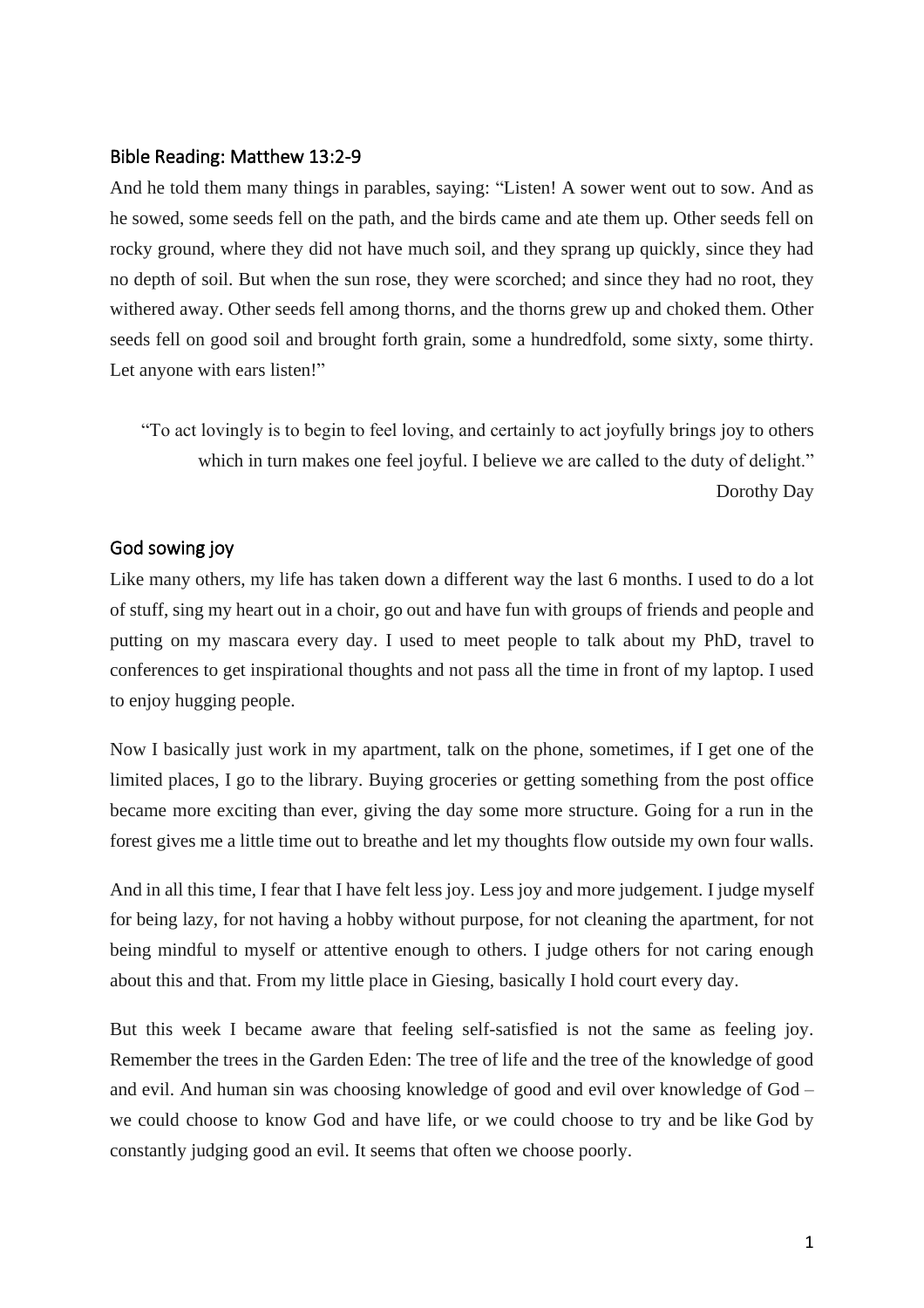## Bible Reading: Matthew 13:2-9

And he told them many things in parables, saying: "Listen! A sower went out to sow. And as he sowed, some seeds fell on the path, and the birds came and ate them up. Other seeds fell on rocky ground, where they did not have much soil, and they sprang up quickly, since they had no depth of soil. But when the sun rose, they were scorched; and since they had no root, they withered away. Other seeds fell among thorns, and the thorns grew up and choked them. Other seeds fell on good soil and brought forth grain, some a hundredfold, some sixty, some thirty. Let anyone with ears listen!"

> "To act lovingly is to begin to feel loving, and certainly to act joyfully brings joy to others which in turn makes one feel joyful. I believe we are called to the duty of delight."
>
> Dorothy Day

## God sowing joy

Like many others, my life has taken down a different way the last 6 months. I used to do a lot of stuff, sing my heart out in a choir, go out and have fun with groups of friends and people and putting on my mascara every day. I used to meet people to talk about my PhD, travel to conferences to get inspirational thoughts and not pass all the time in front of my laptop. I used to enjoy hugging people.

Now I basically just work in my apartment, talk on the phone, sometimes, if I get one of the limited places, I go to the library. Buying groceries or getting something from the post office became more exciting than ever, giving the day some more structure. Going for a run in the forest gives me a little time out to breathe and let my thoughts flow outside my own four walls.

And in all this time, I fear that I have felt less joy. Less joy and more judgement. I judge myself for being lazy, for not having a hobby without purpose, for not cleaning the apartment, for not being mindful to myself or attentive enough to others. I judge others for not caring enough about this and that. From my little place in Giesing, basically I hold court every day.

But this week I became aware that feeling self-satisfied is not the same as feeling joy. Remember the trees in the Garden Eden: The tree of life and the tree of the knowledge of good and evil. And human sin was choosing knowledge of good and evil over knowledge of God – we could choose to know God and have life, or we could choose to try and be like God by constantly judging good an evil. It seems that often we choose poorly.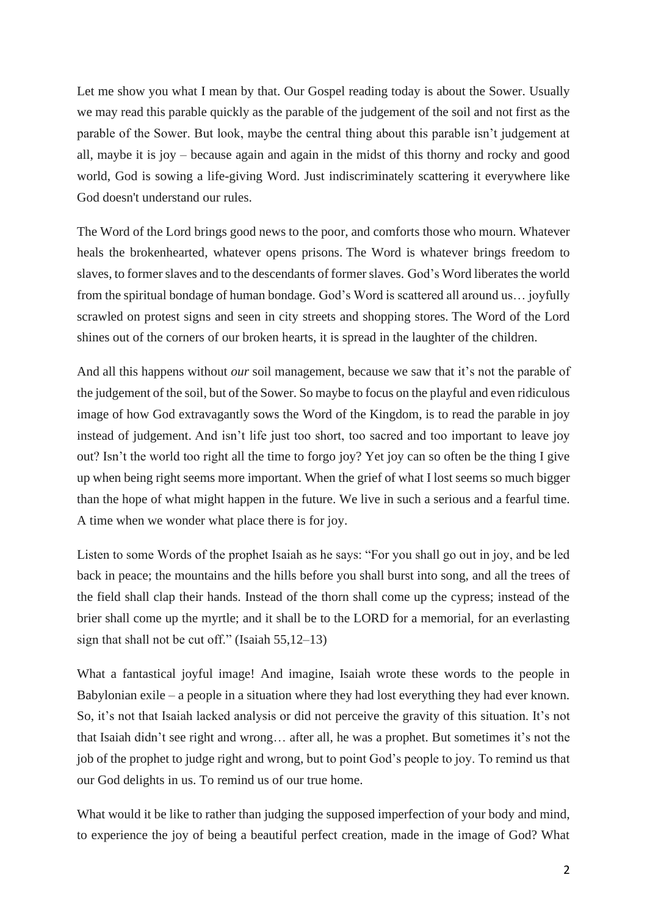Let me show you what I mean by that. Our Gospel reading today is about the Sower. Usually we may read this parable quickly as the parable of the judgement of the soil and not first as the parable of the Sower. But look, maybe the central thing about this parable isn't judgement at all, maybe it is joy – because again and again in the midst of this thorny and rocky and good world, God is sowing a life-giving Word. Just indiscriminately scattering it everywhere like God doesn't understand our rules.

The Word of the Lord brings good news to the poor, and comforts those who mourn. Whatever heals the brokenhearted, whatever opens prisons. The Word is whatever brings freedom to slaves, to former slaves and to the descendants of former slaves. God's Word liberates the world from the spiritual bondage of human bondage. God's Word is scattered all around us… joyfully scrawled on protest signs and seen in city streets and shopping stores. The Word of the Lord shines out of the corners of our broken hearts, it is spread in the laughter of the children.

And all this happens without *our* soil management, because we saw that it's not the parable of the judgement of the soil, but of the Sower. So maybe to focus on the playful and even ridiculous image of how God extravagantly sows the Word of the Kingdom, is to read the parable in joy instead of judgement. And isn't life just too short, too sacred and too important to leave joy out? Isn't the world too right all the time to forgo joy? Yet joy can so often be the thing I give up when being right seems more important. When the grief of what I lost seems so much bigger than the hope of what might happen in the future. We live in such a serious and a fearful time. A time when we wonder what place there is for joy.

Listen to some Words of the prophet Isaiah as he says: "For you shall go out in joy, and be led back in peace; the mountains and the hills before you shall burst into song, and all the trees of the field shall clap their hands. Instead of the thorn shall come up the cypress; instead of the brier shall come up the myrtle; and it shall be to the LORD for a memorial, for an everlasting sign that shall not be cut off." (Isaiah 55,12–13)

What a fantastical joyful image! And imagine, Isaiah wrote these words to the people in Babylonian exile – a people in a situation where they had lost everything they had ever known. So, it's not that Isaiah lacked analysis or did not perceive the gravity of this situation. It's not that Isaiah didn't see right and wrong… after all, he was a prophet. But sometimes it's not the job of the prophet to judge right and wrong, but to point God's people to joy. To remind us that our God delights in us. To remind us of our true home.

What would it be like to rather than judging the supposed imperfection of your body and mind, to experience the joy of being a beautiful perfect creation, made in the image of God? What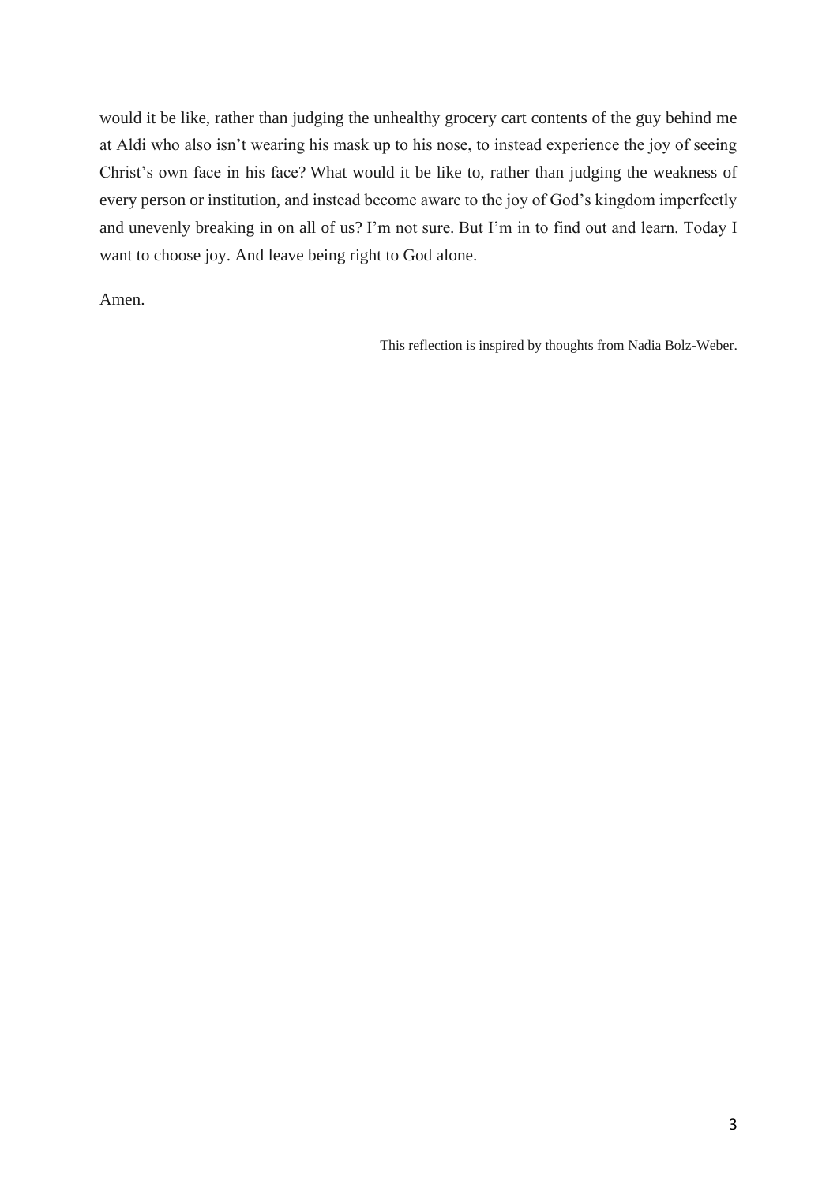would it be like, rather than judging the unhealthy grocery cart contents of the guy behind me at Aldi who also isn't wearing his mask up to his nose, to instead experience the joy of seeing Christ's own face in his face? What would it be like to, rather than judging the weakness of every person or institution, and instead become aware to the joy of God's kingdom imperfectly and unevenly breaking in on all of us? I'm not sure. But I'm in to find out and learn. Today I want to choose joy. And leave being right to God alone.

Amen.

This reflection is inspired by thoughts from Nadia Bolz-Weber.